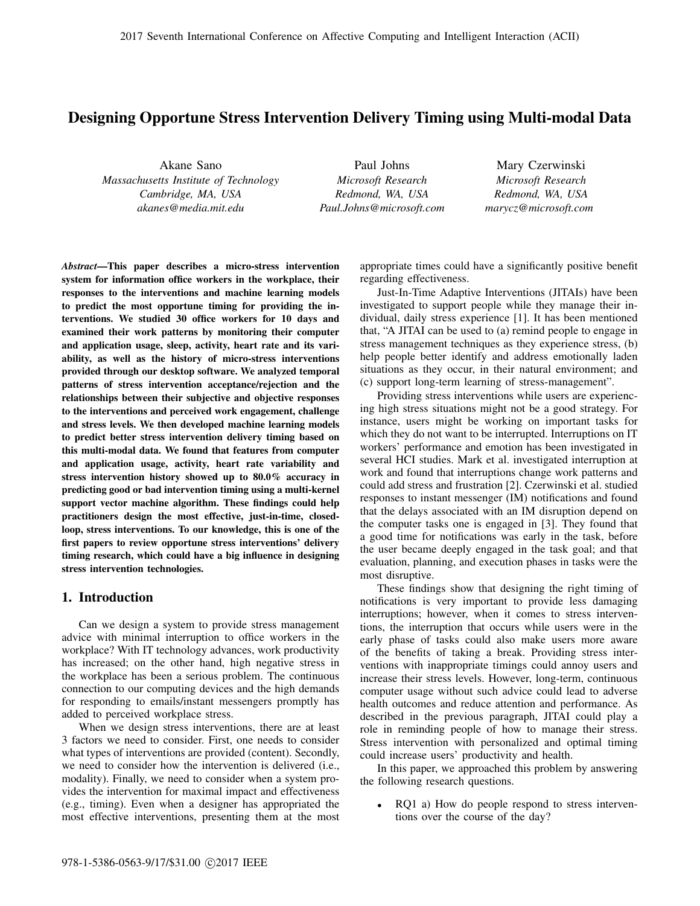# Designing Opportune Stress Intervention Delivery Timing using Multi-modal Data

Akane Sano
*Massachusetts Institute of Technology*
*Cambridge, MA, USA*
*akanes@media.mit.edu*

Paul Johns
*Microsoft Research*
*Redmond, WA, USA*
*Paul.Johns@microsoft.com*

Mary Czerwinski
*Microsoft Research*
*Redmond, WA, USA*
*marycz@microsoft.com*

***Abstract*—This paper describes a micro-stress intervention system for information office workers in the workplace, their responses to the interventions and machine learning models to predict the most opportune timing for providing the interventions. We studied 30 office workers for 10 days and examined their work patterns by monitoring their computer and application usage, sleep, activity, heart rate and its variability, as well as the history of micro-stress interventions provided through our desktop software. We analyzed temporal patterns of stress intervention acceptance/rejection and the relationships between their subjective and objective responses to the interventions and perceived work engagement, challenge and stress levels. We then developed machine learning models to predict better stress intervention delivery timing based on this multi-modal data. We found that features from computer and application usage, activity, heart rate variability and stress intervention history showed up to 80.0% accuracy in predicting good or bad intervention timing using a multi-kernel support vector machine algorithm. These findings could help practitioners design the most effective, just-in-time, closed-loop, stress interventions. To our knowledge, this is one of the first papers to review opportune stress interventions' delivery timing research, which could have a big influence in designing stress intervention technologies.**

## 1. Introduction

Can we design a system to provide stress management advice with minimal interruption to office workers in the workplace? With IT technology advances, work productivity has increased; on the other hand, high negative stress in the workplace has been a serious problem. The continuous connection to our computing devices and the high demands for responding to emails/instant messengers promptly has added to perceived workplace stress.

When we design stress interventions, there are at least 3 factors we need to consider. First, one needs to consider what types of interventions are provided (content). Secondly, we need to consider how the intervention is delivered (i.e., modality). Finally, we need to consider when a system provides the intervention for maximal impact and effectiveness (e.g., timing). Even when a designer has appropriated the most effective interventions, presenting them at the most appropriate times could have a significantly positive benefit regarding effectiveness.

Just-In-Time Adaptive Interventions (JITAIs) have been investigated to support people while they manage their individual, daily stress experience [1]. It has been mentioned that, "A JITAI can be used to (a) remind people to engage in stress management techniques as they experience stress, (b) help people better identify and address emotionally laden situations as they occur, in their natural environment; and (c) support long-term learning of stress-management".

Providing stress interventions while users are experiencing high stress situations might not be a good strategy. For instance, users might be working on important tasks for which they do not want to be interrupted. Interruptions on IT workers' performance and emotion has been investigated in several HCI studies. Mark et al. investigated interruption at work and found that interruptions change work patterns and could add stress and frustration [2]. Czerwinski et al. studied responses to instant messenger (IM) notifications and found that the delays associated with an IM disruption depend on the computer tasks one is engaged in [3]. They found that a good time for notifications was early in the task, before the user became deeply engaged in the task goal; and that evaluation, planning, and execution phases in tasks were the most disruptive.

These findings show that designing the right timing of notifications is very important to provide less damaging interruptions; however, when it comes to stress interventions, the interruption that occurs while users were in the early phase of tasks could also make users more aware of the benefits of taking a break. Providing stress interventions with inappropriate timings could annoy users and increase their stress levels. However, long-term, continuous computer usage without such advice could lead to adverse health outcomes and reduce attention and performance. As described in the previous paragraph, JITAI could play a role in reminding people of how to manage their stress. Stress intervention with personalized and optimal timing could increase users' productivity and health.

In this paper, we approached this problem by answering the following research questions.

- RQ1 a) How do people respond to stress interventions over the course of the day?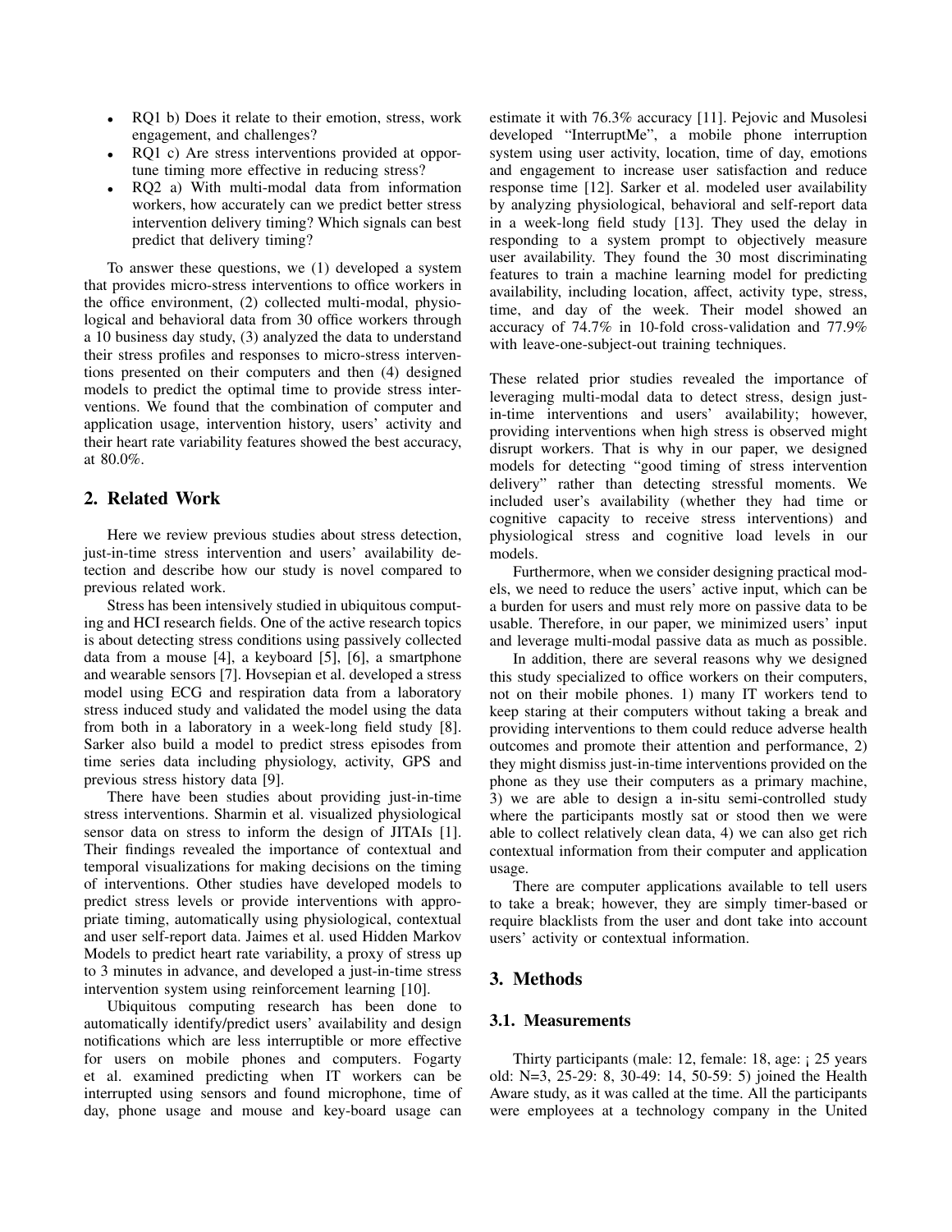- RQ1 b) Does it relate to their emotion, stress, work engagement, and challenges?
- RQ1 c) Are stress interventions provided at opportune timing more effective in reducing stress?
- RQ2 a) With multi-modal data from information workers, how accurately can we predict better stress intervention delivery timing? Which signals can best predict that delivery timing?

To answer these questions, we (1) developed a system that provides micro-stress interventions to office workers in the office environment, (2) collected multi-modal, physiological and behavioral data from 30 office workers through a 10 business day study, (3) analyzed the data to understand their stress profiles and responses to micro-stress interventions presented on their computers and then (4) designed models to predict the optimal time to provide stress interventions. We found that the combination of computer and application usage, intervention history, users' activity and their heart rate variability features showed the best accuracy, at 80.0%.

## 2. Related Work

Here we review previous studies about stress detection, just-in-time stress intervention and users' availability detection and describe how our study is novel compared to previous related work.

Stress has been intensively studied in ubiquitous computing and HCI research fields. One of the active research topics is about detecting stress conditions using passively collected data from a mouse [4], a keyboard [5], [6], a smartphone and wearable sensors [7]. Hovsepian et al. developed a stress model using ECG and respiration data from a laboratory stress induced study and validated the model using the data from both in a laboratory in a week-long field study [8]. Sarker also build a model to predict stress episodes from time series data including physiology, activity, GPS and previous stress history data [9].

There have been studies about providing just-in-time stress interventions. Sharmin et al. visualized physiological sensor data on stress to inform the design of JITAIs [1]. Their findings revealed the importance of contextual and temporal visualizations for making decisions on the timing of interventions. Other studies have developed models to predict stress levels or provide interventions with appropriate timing, automatically using physiological, contextual and user self-report data. Jaimes et al. used Hidden Markov Models to predict heart rate variability, a proxy of stress up to 3 minutes in advance, and developed a just-in-time stress intervention system using reinforcement learning [10].

Ubiquitous computing research has been done to automatically identify/predict users' availability and design notifications which are less interruptible or more effective for users on mobile phones and computers. Fogarty et al. examined predicting when IT workers can be interrupted using sensors and found microphone, time of day, phone usage and mouse and key-board usage can estimate it with 76.3% accuracy [11]. Pejovic and Musolesi developed "InterruptMe", a mobile phone interruption system using user activity, location, time of day, emotions and engagement to increase user satisfaction and reduce response time [12]. Sarker et al. modeled user availability by analyzing physiological, behavioral and self-report data in a week-long field study [13]. They used the delay in responding to a system prompt to objectively measure user availability. They found the 30 most discriminating features to train a machine learning model for predicting availability, including location, affect, activity type, stress, time, and day of the week. Their model showed an accuracy of 74.7% in 10-fold cross-validation and 77.9% with leave-one-subject-out training techniques.

These related prior studies revealed the importance of leveraging multi-modal data to detect stress, design just-in-time interventions and users' availability; however, providing interventions when high stress is observed might disrupt workers. That is why in our paper, we designed models for detecting "good timing of stress intervention delivery" rather than detecting stressful moments. We included user's availability (whether they had time or cognitive capacity to receive stress interventions) and physiological stress and cognitive load levels in our models.

Furthermore, when we consider designing practical models, we need to reduce the users' active input, which can be a burden for users and must rely more on passive data to be usable. Therefore, in our paper, we minimized users' input and leverage multi-modal passive data as much as possible.

In addition, there are several reasons why we designed this study specialized to office workers on their computers, not on their mobile phones. 1) many IT workers tend to keep staring at their computers without taking a break and providing interventions to them could reduce adverse health outcomes and promote their attention and performance, 2) they might dismiss just-in-time interventions provided on the phone as they use their computers as a primary machine, 3) we are able to design a in-situ semi-controlled study where the participants mostly sat or stood then we were able to collect relatively clean data, 4) we can also get rich contextual information from their computer and application usage.

There are computer applications available to tell users to take a break; however, they are simply timer-based or require blacklists from the user and dont take into account users' activity or contextual information.

## 3. Methods

### 3.1. Measurements

Thirty participants (male: 12, female: 18, age: ¡ 25 years old: N=3, 25-29: 8, 30-49: 14, 50-59: 5) joined the Health Aware study, as it was called at the time. All the participants were employees at a technology company in the United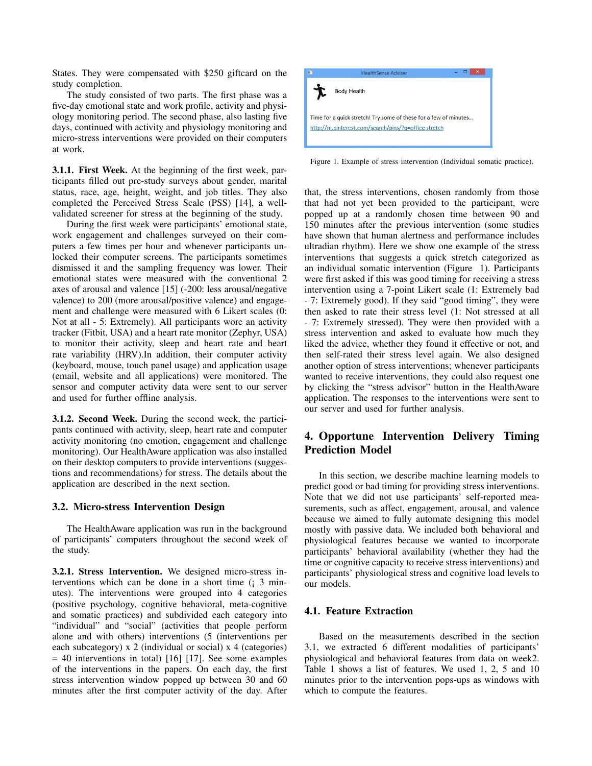States. They were compensated with $250 giftcard on the study completion.

The study consisted of two parts. The first phase was a five-day emotional state and work profile, activity and physiology monitoring period. The second phase, also lasting five days, continued with activity and physiology monitoring and micro-stress interventions were provided on their computers at work.

**3.1.1. First Week.** At the beginning of the first week, participants filled out pre-study surveys about gender, marital status, race, age, height, weight, and job titles. They also completed the Perceived Stress Scale (PSS) [14], a well-validated screener for stress at the beginning of the study.

During the first week were participants' emotional state, work engagement and challenges surveyed on their computers a few times per hour and whenever participants unlocked their computer screens. The participants sometimes dismissed it and the sampling frequency was lower. Their emotional states were measured with the conventional 2 axes of arousal and valence [15] (-200: less arousal/negative valence) to 200 (more arousal/positive valence) and engagement and challenge were measured with 6 Likert scales (0: Not at all - 5: Extremely). All participants wore an activity tracker (Fitbit, USA) and a heart rate monitor (Zephyr, USA) to monitor their activity, sleep and heart rate and heart rate variability (HRV).In addition, their computer activity (keyboard, mouse, touch panel usage) and application usage (email, website and all applications) were monitored. The sensor and computer activity data were sent to our server and used for further offline analysis.

**3.1.2. Second Week.** During the second week, the participants continued with activity, sleep, heart rate and computer activity monitoring (no emotion, engagement and challenge monitoring). Our HealthAware application was also installed on their desktop computers to provide interventions (suggestions and recommendations) for stress. The details about the application are described in the next section.

### 3.2. Micro-stress Intervention Design

The HealthAware application was run in the background of participants' computers throughout the second week of the study.

**3.2.1. Stress Intervention.** We designed micro-stress interventions which can be done in a short time (¡ 3 minutes). The interventions were grouped into 4 categories (positive psychology, cognitive behavioral, meta-cognitive and somatic practices) and subdivided each category into "individual" and "social" (activities that people perform alone and with others) interventions (5 (interventions per each subcategory) x 2 (individual or social) x 4 (categories) = 40 interventions in total) [16] [17]. See some examples of the interventions in the papers. On each day, the first stress intervention window popped up between 30 and 60 minutes after the first computer activity of the day. After that, the stress interventions, chosen randomly from those that had not yet been provided to the participant, were popped up at a randomly chosen time between 90 and 150 minutes after the previous intervention (some studies have shown that human alertness and performance includes ultradian rhythm). Here we show one example of the stress interventions that suggests a quick stretch categorized as an individual somatic intervention (Figure 1). Participants were first asked if this was good timing for receiving a stress intervention using a 7-point Likert scale (1: Extremely bad - 7: Extremely good). If they said "good timing", they were then asked to rate their stress level (1: Not stressed at all - 7: Extremely stressed). They were then provided with a stress intervention and asked to evaluate how much they liked the advice, whether they found it effective or not, and then self-rated their stress level again. We also designed another option of stress interventions; whenever participants wanted to receive interventions, they could also request one by clicking the "stress advisor" button in the HealthAware application. The responses to the interventions were sent to our server and used for further analysis.

HealthSense Adviser

Body Health

Time for a quick stretch! Try some of these for a few of minutes...

http://m.pinterest.com/search/pins/?q=office stretch

Figure 1. Example of stress intervention (Individual somatic practice).

## 4. Opportune Intervention Delivery Timing Prediction Model

In this section, we describe machine learning models to predict good or bad timing for providing stress interventions. Note that we did not use participants' self-reported measurements, such as affect, engagement, arousal, and valence because we aimed to fully automate designing this model mostly with passive data. We included both behavioral and physiological features because we wanted to incorporate participants' behavioral availability (whether they had the time or cognitive capacity to receive stress interventions) and participants' physiological stress and cognitive load levels to our models.

### 4.1. Feature Extraction

Based on the measurements described in the section 3.1, we extracted 6 different modalities of participants' physiological and behavioral features from data on week2. Table 1 shows a list of features. We used 1, 2, 5 and 10 minutes prior to the intervention pops-ups as windows with which to compute the features.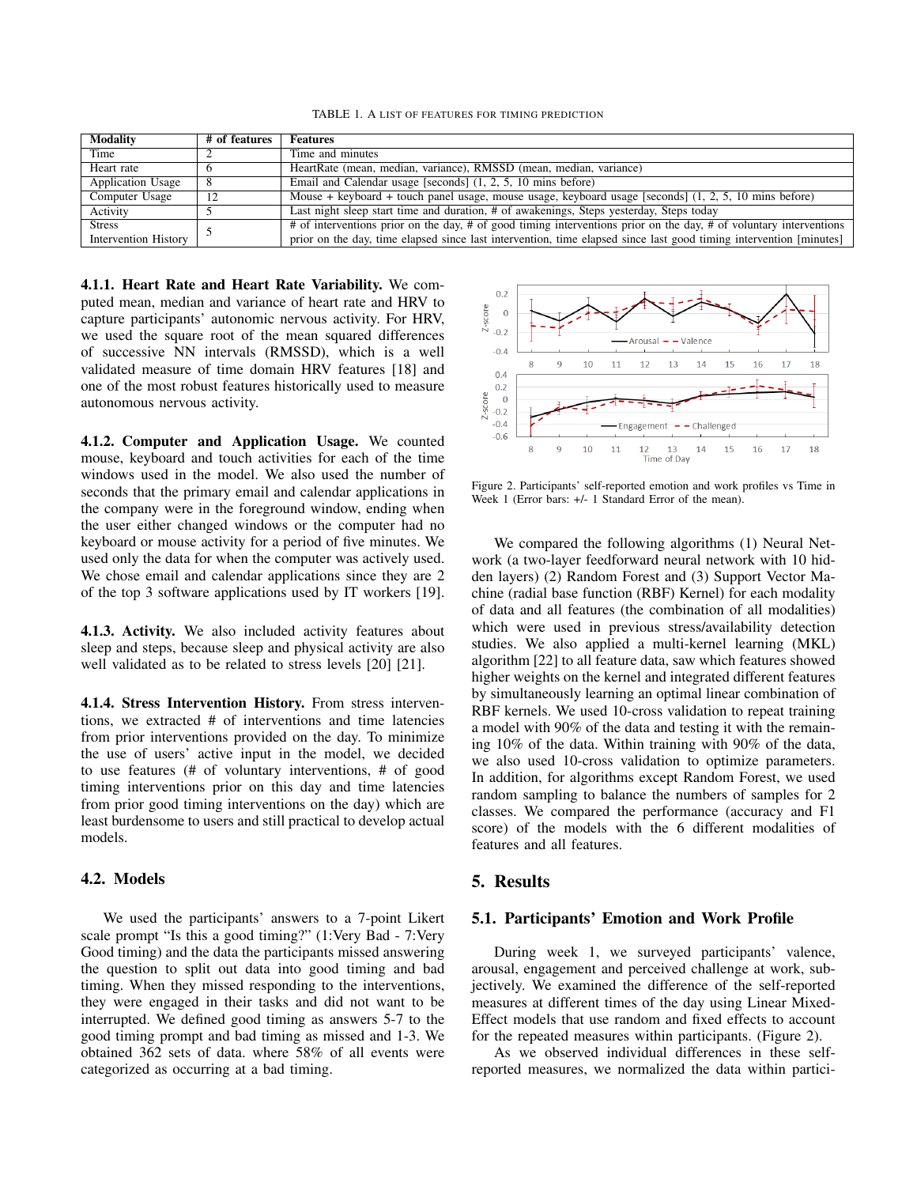TABLE 1. A LIST OF FEATURES FOR TIMING PREDICTION

| Modality | # of features | Features |
|---|---|---|
| Time | 2 | Time and minutes |
| Heart rate | 6 | HeartRate (mean, median, variance), RMSSD (mean, median, variance) |
| Application Usage | 8 | Email and Calendar usage [seconds] (1, 2, 5, 10 mins before) |
| Computer Usage | 12 | Mouse + keyboard + touch panel usage, mouse usage, keyboard usage [seconds] (1, 2, 5, 10 mins before) |
| Activity | 5 | Last night sleep start time and duration, # of awakenings, Steps yesterday, Steps today |
| Stress Intervention History | 5 | # of interventions prior on the day, # of good timing interventions prior on the day, # of voluntary interventions prior on the day, time elapsed since last intervention, time elapsed since last good timing intervention [minutes] |

**4.1.1. Heart Rate and Heart Rate Variability.** We computed mean, median and variance of heart rate and HRV to capture participants' autonomic nervous activity. For HRV, we used the square root of the mean squared differences of successive NN intervals (RMSSD), which is a well validated measure of time domain HRV features [18] and one of the most robust features historically used to measure autonomous nervous activity.

**4.1.2. Computer and Application Usage.** We counted mouse, keyboard and touch activities for each of the time windows used in the model. We also used the number of seconds that the primary email and calendar applications in the company were in the foreground window, ending when the user either changed windows or the computer had no keyboard or mouse activity for a period of five minutes. We used only the data for when the computer was actively used. We chose email and calendar applications since they are 2 of the top 3 software applications used by IT workers [19].

**4.1.3. Activity.** We also included activity features about sleep and steps, because sleep and physical activity are also well validated as to be related to stress levels [20] [21].

**4.1.4. Stress Intervention History.** From stress interventions, we extracted # of interventions and time latencies from prior interventions provided on the day. To minimize the use of users' active input in the model, we decided to use features (# of voluntary interventions, # of good timing interventions prior on this day and time latencies from prior good timing interventions on the day) which are least burdensome to users and still practical to develop actual models.

### 4.2. Models

We used the participants' answers to a 7-point Likert scale prompt "Is this a good timing?" (1:Very Bad - 7:Very Good timing) and the data the participants missed answering the question to split out data into good timing and bad timing. When they missed responding to the interventions, they were engaged in their tasks and did not want to be interrupted. We defined good timing as answers 5-7 to the good timing prompt and bad timing as missed and 1-3. We obtained 362 sets of data. where 58% of all events were categorized as occurring at a bad timing.

0.2
0
-0.2
-0.4
Z-score
Arousal
Valence
8 9 10 11 12 13 14 15 16 17 18

0.4
0.2
0
-0.2
-0.4
-0.6
Z-score
Engagement
Challenged
8 9 10 11 12 13 14 15 16 17 18
Time of Day

Figure 2. Participants' self-reported emotion and work profiles vs Time in Week 1 (Error bars: +/- 1 Standard Error of the mean).

We compared the following algorithms (1) Neural Network (a two-layer feedforward neural network with 10 hidden layers) (2) Random Forest and (3) Support Vector Machine (radial base function (RBF) Kernel) for each modality of data and all features (the combination of all modalities) which were used in previous stress/availability detection studies. We also applied a multi-kernel learning (MKL) algorithm [22] to all feature data, saw which features showed higher weights on the kernel and integrated different features by simultaneously learning an optimal linear combination of RBF kernels. We used 10-cross validation to repeat training a model with 90% of the data and testing it with the remaining 10% of the data. Within training with 90% of the data, we also used 10-cross validation to optimize parameters. In addition, for algorithms except Random Forest, we used random sampling to balance the numbers of samples for 2 classes. We compared the performance (accuracy and F1 score) of the models with the 6 different modalities of features and all features.

## 5. Results

### 5.1. Participants' Emotion and Work Profile

During week 1, we surveyed participants' valence, arousal, engagement and perceived challenge at work, subjectively. We examined the difference of the self-reported measures at different times of the day using Linear Mixed-Effect models that use random and fixed effects to account for the repeated measures within participants. (Figure 2).

As we observed individual differences in these self-reported measures, we normalized the data within partici-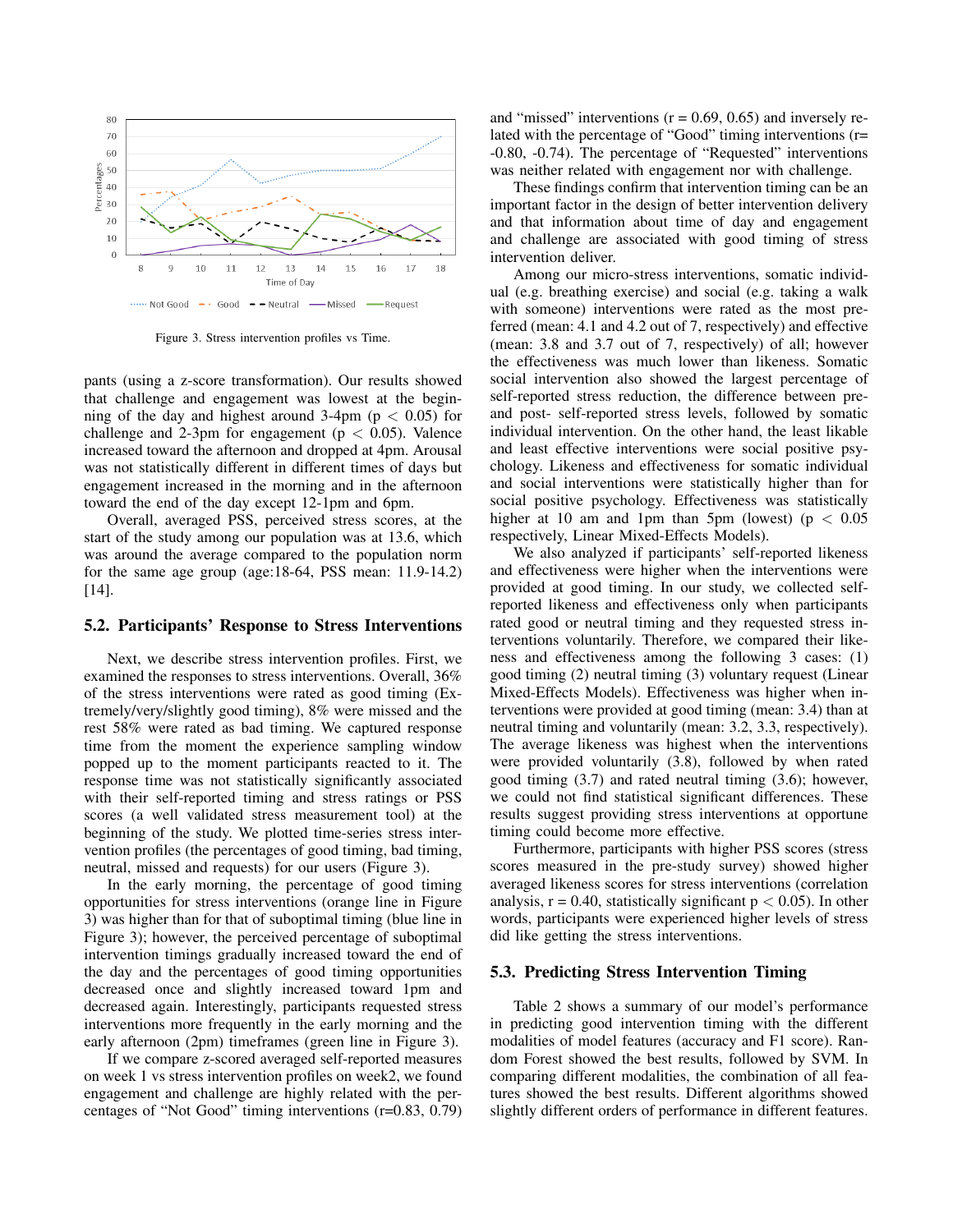80
70
60
50
40
30
20
10
0

Percentages

8 9 10 11 12 13 14 15 16 17 18

Time of Day

Not Good · Good · Neutral · Missed · Request

Figure 3. Stress intervention profiles vs Time.

pants (using a z-score transformation). Our results showed that challenge and engagement was lowest at the beginning of the day and highest around 3-4pm ($p < 0.05$) for challenge and 2-3pm for engagement ($p < 0.05$). Valence increased toward the afternoon and dropped at 4pm. Arousal was not statistically different in different times of days but engagement increased in the morning and in the afternoon toward the end of the day except 12-1pm and 6pm.

Overall, averaged PSS, perceived stress scores, at the start of the study among our population was at 13.6, which was around the average compared to the population norm for the same age group (age:18-64, PSS mean: 11.9-14.2) [14].

## 5.2. Participants' Response to Stress Interventions

Next, we describe stress intervention profiles. First, we examined the responses to stress interventions. Overall, 36% of the stress interventions were rated as good timing (Extremely/very/slightly good timing), 8% were missed and the rest 58% were rated as bad timing. We captured response time from the moment the experience sampling window popped up to the moment participants reacted to it. The response time was not statistically significantly associated with their self-reported timing and stress ratings or PSS scores (a well validated stress measurement tool) at the beginning of the study. We plotted time-series stress intervention profiles (the percentages of good timing, bad timing, neutral, missed and requests) for our users (Figure 3).

In the early morning, the percentage of good timing opportunities for stress interventions (orange line in Figure 3) was higher than for that of suboptimal timing (blue line in Figure 3); however, the perceived percentage of suboptimal intervention timings gradually increased toward the end of the day and the percentages of good timing opportunities decreased once and slightly increased toward 1pm and decreased again. Interestingly, participants requested stress interventions more frequently in the early morning and the early afternoon (2pm) timeframes (green line in Figure 3).

If we compare z-scored averaged self-reported measures on week 1 vs stress intervention profiles on week2, we found engagement and challenge are highly related with the percentages of "Not Good" timing interventions (r=0.83, 0.79) and "missed" interventions (r = 0.69, 0.65) and inversely related with the percentage of "Good" timing interventions (r= -0.80, -0.74). The percentage of "Requested" interventions was neither related with engagement nor with challenge.

These findings confirm that intervention timing can be an important factor in the design of better intervention delivery and that information about time of day and engagement and challenge are associated with good timing of stress intervention deliver.

Among our micro-stress interventions, somatic individual (e.g. breathing exercise) and social (e.g. taking a walk with someone) interventions were rated as the most preferred (mean: 4.1 and 4.2 out of 7, respectively) and effective (mean: 3.8 and 3.7 out of 7, respectively) of all; however the effectiveness was much lower than likeness. Somatic social intervention also showed the largest percentage of self-reported stress reduction, the difference between pre- and post- self-reported stress levels, followed by somatic individual intervention. On the other hand, the least likable and least effective interventions were social positive psychology. Likeness and effectiveness for somatic individual and social interventions were statistically higher than for social positive psychology. Effectiveness was statistically higher at 10 am and 1pm than 5pm (lowest) ($p < 0.05$ respectively, Linear Mixed-Effects Models).

We also analyzed if participants' self-reported likeness and effectiveness were higher when the interventions were provided at good timing. In our study, we collected self-reported likeness and effectiveness only when participants rated good or neutral timing and they requested stress interventions voluntarily. Therefore, we compared their likeness and effectiveness among the following 3 cases: (1) good timing (2) neutral timing (3) voluntary request (Linear Mixed-Effects Models). Effectiveness was higher when interventions were provided at good timing (mean: 3.4) than at neutral timing and voluntarily (mean: 3.2, 3.3, respectively). The average likeness was highest when the interventions were provided voluntarily (3.8), followed by when rated good timing (3.7) and rated neutral timing (3.6); however, we could not find statistical significant differences. These results suggest providing stress interventions at opportune timing could become more effective.

Furthermore, participants with higher PSS scores (stress scores measured in the pre-study survey) showed higher averaged likeness scores for stress interventions (correlation analysis, r = 0.40, statistically significant $p < 0.05$). In other words, participants were experienced higher levels of stress did like getting the stress interventions.

## 5.3. Predicting Stress Intervention Timing

Table 2 shows a summary of our model's performance in predicting good intervention timing with the different modalities of model features (accuracy and F1 score). Random Forest showed the best results, followed by SVM. In comparing different modalities, the combination of all features showed the best results. Different algorithms showed slightly different orders of performance in different features.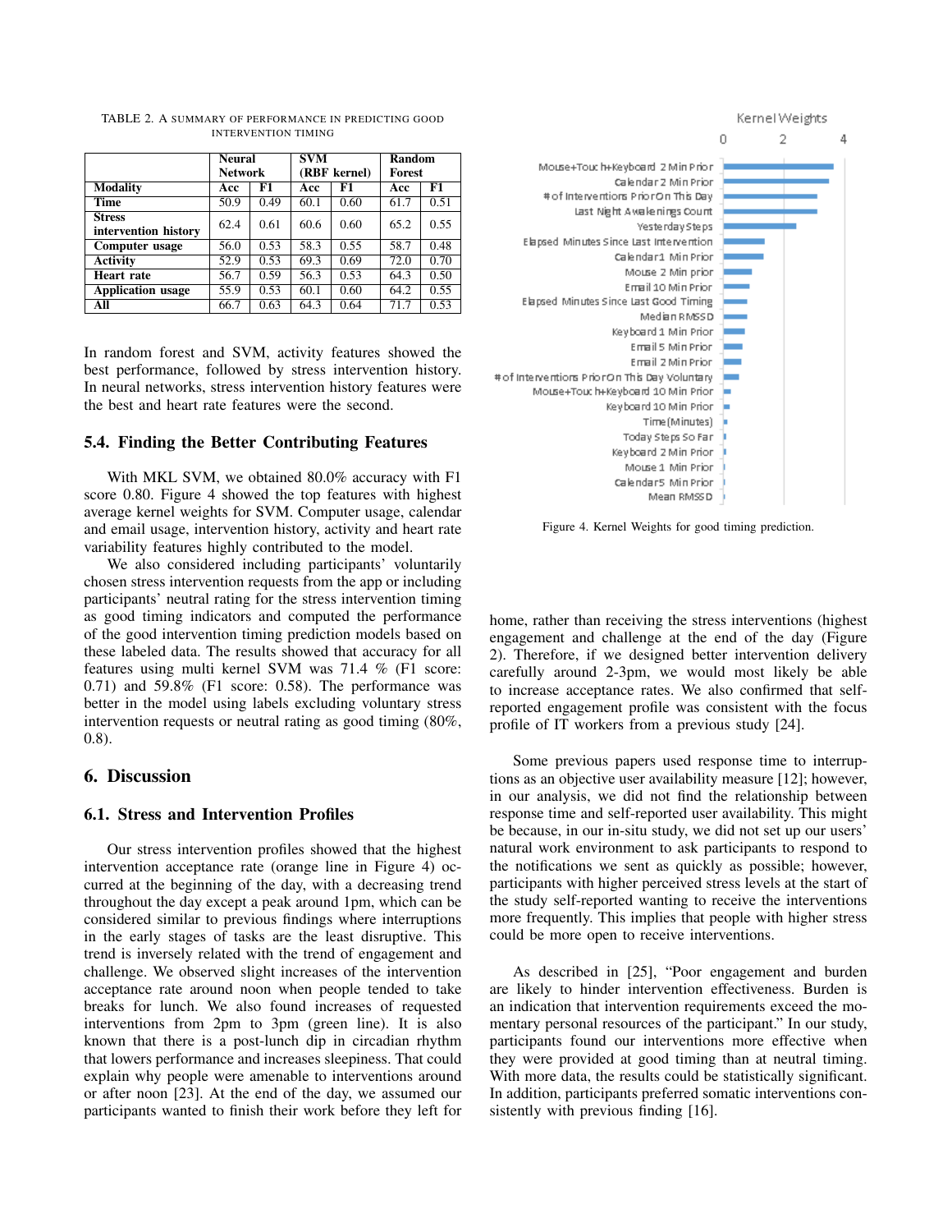TABLE 2. A SUMMARY OF PERFORMANCE IN PREDICTING GOOD INTERVENTION TIMING

| | Neural Network | | SVM (RBF kernel) | | Random Forest | |
|---|---|---|---|---|---|---|
| **Modality** | **Acc** | **F1** | **Acc** | **F1** | **Acc** | **F1** |
| **Time** | 50.9 | 0.49 | 60.1 | 0.60 | 61.7 | 0.51 |
| **Stress intervention history** | 62.4 | 0.61 | 60.6 | 0.60 | 65.2 | 0.55 |
| **Computer usage** | 56.0 | 0.53 | 58.3 | 0.55 | 58.7 | 0.48 |
| **Activity** | 52.9 | 0.53 | 69.3 | 0.69 | 72.0 | 0.70 |
| **Heart rate** | 56.7 | 0.59 | 56.3 | 0.53 | 64.3 | 0.50 |
| **Application usage** | 55.9 | 0.53 | 60.1 | 0.60 | 64.2 | 0.55 |
| **All** | 66.7 | 0.63 | 64.3 | 0.64 | 71.7 | 0.53 |

In random forest and SVM, activity features showed the best performance, followed by stress intervention history. In neural networks, stress intervention history features were the best and heart rate features were the second.

### 5.4. Finding the Better Contributing Features

With MKL SVM, we obtained 80.0% accuracy with F1 score 0.80. Figure 4 showed the top features with highest average kernel weights for SVM. Computer usage, calendar and email usage, intervention history, activity and heart rate variability features highly contributed to the model.

We also considered including participants' voluntarily chosen stress intervention requests from the app or including participants' neutral rating for the stress intervention timing as good timing indicators and computed the performance of the good intervention timing prediction models based on these labeled data. The results showed that accuracy for all features using multi kernel SVM was 71.4 % (F1 score: 0.71) and 59.8% (F1 score: 0.58). The performance was better in the model using labels excluding voluntary stress intervention requests or neutral rating as good timing (80%, 0.8).

Kernel Weights
0
2
4
Mouse+Touch+Keyboard 2 Min Prior
Calendar 2 Min Prior
# of Interventions Prior On This Day
Last Night Awakenings Count
Yesterday Steps
Elapsed Minutes Since Last Intervention
Calendar 1 Min Prior
Mouse 2 Min prior
Email 10 Min Prior
Elapsed Minutes Since Last Good Timing
Median RMSSD
Keyboard 1 Min Prior
Email 5 Min Prior
Email 2 Min Prior
# of Interventions Prior On This Day Voluntary
Mouse+Touch+Keyboard 10 Min Prior
Keyboard 10 Min Prior
Time (Minutes)
Today Steps So Far
Keyboard 2 Min Prior
Mouse 1 Min Prior
Calendar 5 Min Prior
Mean RMSSD

Figure 4. Kernel Weights for good timing prediction.

## 6. Discussion

### 6.1. Stress and Intervention Profiles

Our stress intervention profiles showed that the highest intervention acceptance rate (orange line in Figure 4) occurred at the beginning of the day, with a decreasing trend throughout the day except a peak around 1pm, which can be considered similar to previous findings where interruptions in the early stages of tasks are the least disruptive. This trend is inversely related with the trend of engagement and challenge. We observed slight increases of the intervention acceptance rate around noon when people tended to take breaks for lunch. We also found increases of requested interventions from 2pm to 3pm (green line). It is also known that there is a post-lunch dip in circadian rhythm that lowers performance and increases sleepiness. That could explain why people were amenable to interventions around or after noon [23]. At the end of the day, we assumed our participants wanted to finish their work before they left for home, rather than receiving the stress interventions (highest engagement and challenge at the end of the day (Figure 2). Therefore, if we designed better intervention delivery carefully around 2-3pm, we would most likely be able to increase acceptance rates. We also confirmed that self-reported engagement profile was consistent with the focus profile of IT workers from a previous study [24].

Some previous papers used response time to interruptions as an objective user availability measure [12]; however, in our analysis, we did not find the relationship between response time and self-reported user availability. This might be because, in our in-situ study, we did not set up our users' natural work environment to ask participants to respond to the notifications we sent as quickly as possible; however, participants with higher perceived stress levels at the start of the study self-reported wanting to receive the interventions more frequently. This implies that people with higher stress could be more open to receive interventions.

As described in [25], "Poor engagement and burden are likely to hinder intervention effectiveness. Burden is an indication that intervention requirements exceed the momentary personal resources of the participant." In our study, participants found our interventions more effective when they were provided at good timing than at neutral timing. With more data, the results could be statistically significant. In addition, participants preferred somatic interventions consistently with previous finding [16].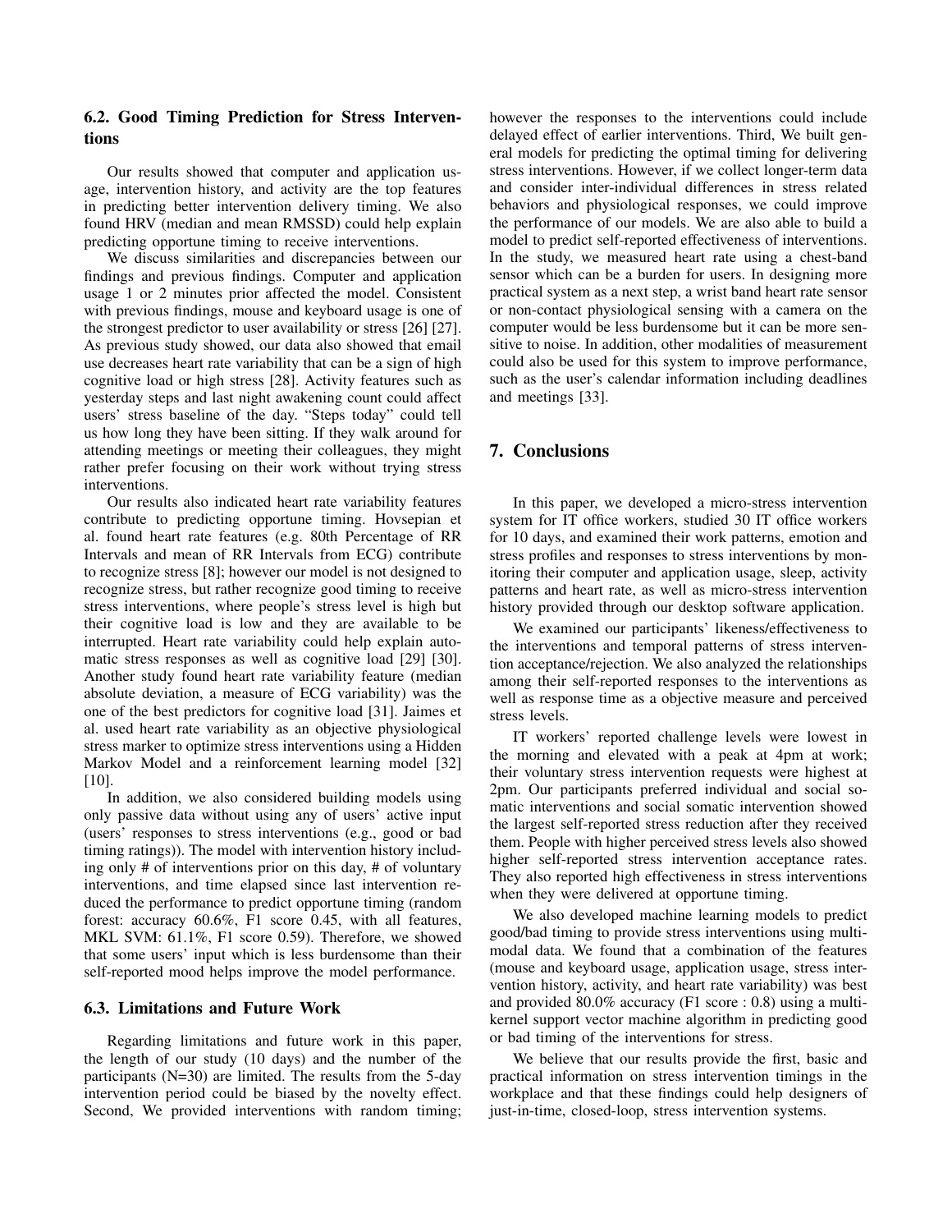### 6.2. Good Timing Prediction for Stress Interventions

Our results showed that computer and application usage, intervention history, and activity are the top features in predicting better intervention delivery timing. We also found HRV (median and mean RMSSD) could help explain predicting opportune timing to receive interventions.

We discuss similarities and discrepancies between our findings and previous findings. Computer and application usage 1 or 2 minutes prior affected the model. Consistent with previous findings, mouse and keyboard usage is one of the strongest predictor to user availability or stress [26] [27]. As previous study showed, our data also showed that email use decreases heart rate variability that can be a sign of high cognitive load or high stress [28]. Activity features such as yesterday steps and last night awakening count could affect users' stress baseline of the day. "Steps today" could tell us how long they have been sitting. If they walk around for attending meetings or meeting their colleagues, they might rather prefer focusing on their work without trying stress interventions.

Our results also indicated heart rate variability features contribute to predicting opportune timing. Hovsepian et al. found heart rate features (e.g. 80th Percentage of RR Intervals and mean of RR Intervals from ECG) contribute to recognize stress [8]; however our model is not designed to recognize stress, but rather recognize good timing to receive stress interventions, where people's stress level is high but their cognitive load is low and they are available to be interrupted. Heart rate variability could help explain automatic stress responses as well as cognitive load [29] [30]. Another study found heart rate variability feature (median absolute deviation, a measure of ECG variability) was the one of the best predictors for cognitive load [31]. Jaimes et al. used heart rate variability as an objective physiological stress marker to optimize stress interventions using a Hidden Markov Model and a reinforcement learning model [32] [10].

In addition, we also considered building models using only passive data without using any of users' active input (users' responses to stress interventions (e.g., good or bad timing ratings)). The model with intervention history including only # of interventions prior on this day, # of voluntary interventions, and time elapsed since last intervention reduced the performance to predict opportune timing (random forest: accuracy 60.6%, F1 score 0.45, with all features, MKL SVM: 61.1%, F1 score 0.59). Therefore, we showed that some users' input which is less burdensome than their self-reported mood helps improve the model performance.

### 6.3. Limitations and Future Work

Regarding limitations and future work in this paper, the length of our study (10 days) and the number of the participants (N=30) are limited. The results from the 5-day intervention period could be biased by the novelty effect. Second, We provided interventions with random timing; however the responses to the interventions could include delayed effect of earlier interventions. Third, We built general models for predicting the optimal timing for delivering stress interventions. However, if we collect longer-term data and consider inter-individual differences in stress related behaviors and physiological responses, we could improve the performance of our models. We are also able to build a model to predict self-reported effectiveness of interventions. In the study, we measured heart rate using a chest-band sensor which can be a burden for users. In designing more practical system as a next step, a wrist band heart rate sensor or non-contact physiological sensing with a camera on the computer would be less burdensome but it can be more sensitive to noise. In addition, other modalities of measurement could also be used for this system to improve performance, such as the user's calendar information including deadlines and meetings [33].

## 7. Conclusions

In this paper, we developed a micro-stress intervention system for IT office workers, studied 30 IT office workers for 10 days, and examined their work patterns, emotion and stress profiles and responses to stress interventions by monitoring their computer and application usage, sleep, activity patterns and heart rate, as well as micro-stress intervention history provided through our desktop software application.

We examined our participants' likeness/effectiveness to the interventions and temporal patterns of stress intervention acceptance/rejection. We also analyzed the relationships among their self-reported responses to the interventions as well as response time as a objective measure and perceived stress levels.

IT workers' reported challenge levels were lowest in the morning and elevated with a peak at 4pm at work; their voluntary stress intervention requests were highest at 2pm. Our participants preferred individual and social somatic interventions and social somatic intervention showed the largest self-reported stress reduction after they received them. People with higher perceived stress levels also showed higher self-reported stress intervention acceptance rates. They also reported high effectiveness in stress interventions when they were delivered at opportune timing.

We also developed machine learning models to predict good/bad timing to provide stress interventions using multimodal data. We found that a combination of the features (mouse and keyboard usage, application usage, stress intervention history, activity, and heart rate variability) was best and provided 80.0% accuracy (F1 score : 0.8) using a multikernel support vector machine algorithm in predicting good or bad timing of the interventions for stress.

We believe that our results provide the first, basic and practical information on stress intervention timings in the workplace and that these findings could help designers of just-in-time, closed-loop, stress intervention systems.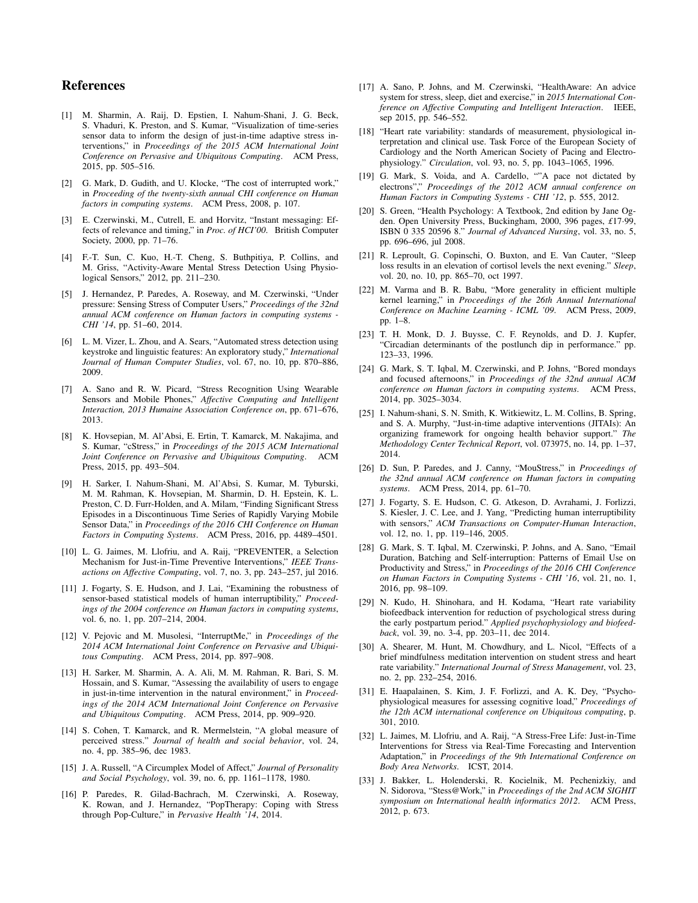## References

[1] M. Sharmin, A. Raij, D. Epstien, I. Nahum-Shani, J. G. Beck, S. Vhaduri, K. Preston, and S. Kumar, "Visualization of time-series sensor data to inform the design of just-in-time adaptive stress interventions," in *Proceedings of the 2015 ACM International Joint Conference on Pervasive and Ubiquitous Computing*. ACM Press, 2015, pp. 505–516.

[2] G. Mark, D. Gudith, and U. Klocke, "The cost of interrupted work," in *Proceeding of the twenty-sixth annual CHI conference on Human factors in computing systems*. ACM Press, 2008, p. 107.

[3] E. Czerwinski, M., Cutrell, E. and Horvitz, "Instant messaging: Effects of relevance and timing," in *Proc. of HCI'00*. British Computer Society, 2000, pp. 71–76.

[4] F.-T. Sun, C. Kuo, H.-T. Cheng, S. Buthpitiya, P. Collins, and M. Griss, "Activity-Aware Mental Stress Detection Using Physiological Sensors," 2012, pp. 211–230.

[5] J. Hernandez, P. Paredes, A. Roseway, and M. Czerwinski, "Under pressure: Sensing Stress of Computer Users," *Proceedings of the 32nd annual ACM conference on Human factors in computing systems - CHI '14*, pp. 51–60, 2014.

[6] L. M. Vizer, L. Zhou, and A. Sears, "Automated stress detection using keystroke and linguistic features: An exploratory study," *International Journal of Human Computer Studies*, vol. 67, no. 10, pp. 870–886, 2009.

[7] A. Sano and R. W. Picard, "Stress Recognition Using Wearable Sensors and Mobile Phones," *Affective Computing and Intelligent Interaction, 2013 Humaine Association Conference on*, pp. 671–676, 2013.

[8] K. Hovsepian, M. Al'Absi, E. Ertin, T. Kamarck, M. Nakajima, and S. Kumar, "cStress," in *Proceedings of the 2015 ACM International Joint Conference on Pervasive and Ubiquitous Computing*. ACM Press, 2015, pp. 493–504.

[9] H. Sarker, I. Nahum-Shani, M. Al'Absi, S. Kumar, M. Tyburski, M. M. Rahman, K. Hovsepian, M. Sharmin, D. H. Epstein, K. L. Preston, C. D. Furr-Holden, and A. Milam, "Finding Significant Stress Episodes in a Discontinuous Time Series of Rapidly Varying Mobile Sensor Data," in *Proceedings of the 2016 CHI Conference on Human Factors in Computing Systems*. ACM Press, 2016, pp. 4489–4501.

[10] L. G. Jaimes, M. Llofriu, and A. Raij, "PREVENTER, a Selection Mechanism for Just-in-Time Preventive Interventions," *IEEE Transactions on Affective Computing*, vol. 7, no. 3, pp. 243–257, jul 2016.

[11] J. Fogarty, S. E. Hudson, and J. Lai, "Examining the robustness of sensor-based statistical models of human interruptibility," *Proceedings of the 2004 conference on Human factors in computing systems*, vol. 6, no. 1, pp. 207–214, 2004.

[12] V. Pejovic and M. Musolesi, "InterruptMe," in *Proceedings of the 2014 ACM International Joint Conference on Pervasive and Ubiquitous Computing*. ACM Press, 2014, pp. 897–908.

[13] H. Sarker, M. Sharmin, A. A. Ali, M. M. Rahman, R. Bari, S. M. Hossain, and S. Kumar, "Assessing the availability of users to engage in just-in-time intervention in the natural environment," in *Proceedings of the 2014 ACM International Joint Conference on Pervasive and Ubiquitous Computing*. ACM Press, 2014, pp. 909–920.

[14] S. Cohen, T. Kamarck, and R. Mermelstein, "A global measure of perceived stress." *Journal of health and social behavior*, vol. 24, no. 4, pp. 385–96, dec 1983.

[15] J. A. Russell, "A Circumplex Model of Affect," *Journal of Personality and Social Psychology*, vol. 39, no. 6, pp. 1161–1178, 1980.

[16] P. Paredes, R. Gilad-Bachrach, M. Czerwinski, A. Roseway, K. Rowan, and J. Hernandez, "PopTherapy: Coping with Stress through Pop-Culture," in *Pervasive Health '14*, 2014.

[17] A. Sano, P. Johns, and M. Czerwinski, "HealthAware: An advice system for stress, sleep, diet and exercise," in *2015 International Conference on Affective Computing and Intelligent Interaction*. IEEE, sep 2015, pp. 546–552.

[18] "Heart rate variability: standards of measurement, physiological interpretation and clinical use. Task Force of the European Society of Cardiology and the North American Society of Pacing and Electrophysiology." *Circulation*, vol. 93, no. 5, pp. 1043–1065, 1996.

[19] G. Mark, S. Voida, and A. Cardello, ""A pace not dictated by electrons"," *Proceedings of the 2012 ACM annual conference on Human Factors in Computing Systems - CHI '12*, p. 555, 2012.

[20] S. Green, "Health Psychology: A Textbook, 2nd edition by Jane Ogden. Open University Press, Buckingham, 2000, 396 pages, £17·99, ISBN 0 335 20596 8." *Journal of Advanced Nursing*, vol. 33, no. 5, pp. 696–696, jul 2008.

[21] R. Leproult, G. Copinschi, O. Buxton, and E. Van Cauter, "Sleep loss results in an elevation of cortisol levels the next evening." *Sleep*, vol. 20, no. 10, pp. 865–70, oct 1997.

[22] M. Varma and B. R. Babu, "More generality in efficient multiple kernel learning," in *Proceedings of the 26th Annual International Conference on Machine Learning - ICML '09*. ACM Press, 2009, pp. 1–8.

[23] T. H. Monk, D. J. Buysse, C. F. Reynolds, and D. J. Kupfer, "Circadian determinants of the postlunch dip in performance." pp. 123–33, 1996.

[24] G. Mark, S. T. Iqbal, M. Czerwinski, and P. Johns, "Bored mondays and focused afternoons," in *Proceedings of the 32nd annual ACM conference on Human factors in computing systems*. ACM Press, 2014, pp. 3025–3034.

[25] I. Nahum-shani, S. N. Smith, K. Witkiewitz, L. M. Collins, B. Spring, and S. A. Murphy, "Just-in-time adaptive interventions (JITAIs): An organizing framework for ongoing health behavior support." *The Methodology Center Technical Report*, vol. 073975, no. 14, pp. 1–37, 2014.

[26] D. Sun, P. Paredes, and J. Canny, "MouStress," in *Proceedings of the 32nd annual ACM conference on Human factors in computing systems*. ACM Press, 2014, pp. 61–70.

[27] J. Fogarty, S. E. Hudson, C. G. Atkeson, D. Avrahami, J. Forlizzi, S. Kiesler, J. C. Lee, and J. Yang, "Predicting human interruptibility with sensors," *ACM Transactions on Computer-Human Interaction*, vol. 12, no. 1, pp. 119–146, 2005.

[28] G. Mark, S. T. Iqbal, M. Czerwinski, P. Johns, and A. Sano, "Email Duration, Batching and Self-interruption: Patterns of Email Use on Productivity and Stress," in *Proceedings of the 2016 CHI Conference on Human Factors in Computing Systems - CHI '16*, vol. 21, no. 1, 2016, pp. 98–109.

[29] N. Kudo, H. Shinohara, and H. Kodama, "Heart rate variability biofeedback intervention for reduction of psychological stress during the early postpartum period." *Applied psychophysiology and biofeedback*, vol. 39, no. 3-4, pp. 203–11, dec 2014.

[30] A. Shearer, M. Hunt, M. Chowdhury, and L. Nicol, "Effects of a brief mindfulness meditation intervention on student stress and heart rate variability." *International Journal of Stress Management*, vol. 23, no. 2, pp. 232–254, 2016.

[31] E. Haapalainen, S. Kim, J. F. Forlizzi, and A. K. Dey, "Psycho-physiological measures for assessing cognitive load," *Proceedings of the 12th ACM international conference on Ubiquitous computing*, p. 301, 2010.

[32] L. Jaimes, M. Llofriu, and A. Raij, "A Stress-Free Life: Just-in-Time Interventions for Stress via Real-Time Forecasting and Intervention Adaptation," in *Proceedings of the 9th International Conference on Body Area Networks*. ICST, 2014.

[33] J. Bakker, L. Holenderski, R. Kocielnik, M. Pechenizkiy, and N. Sidorova, "Stess@Work," in *Proceedings of the 2nd ACM SIGHIT symposium on International health informatics 2012*. ACM Press, 2012, p. 673.